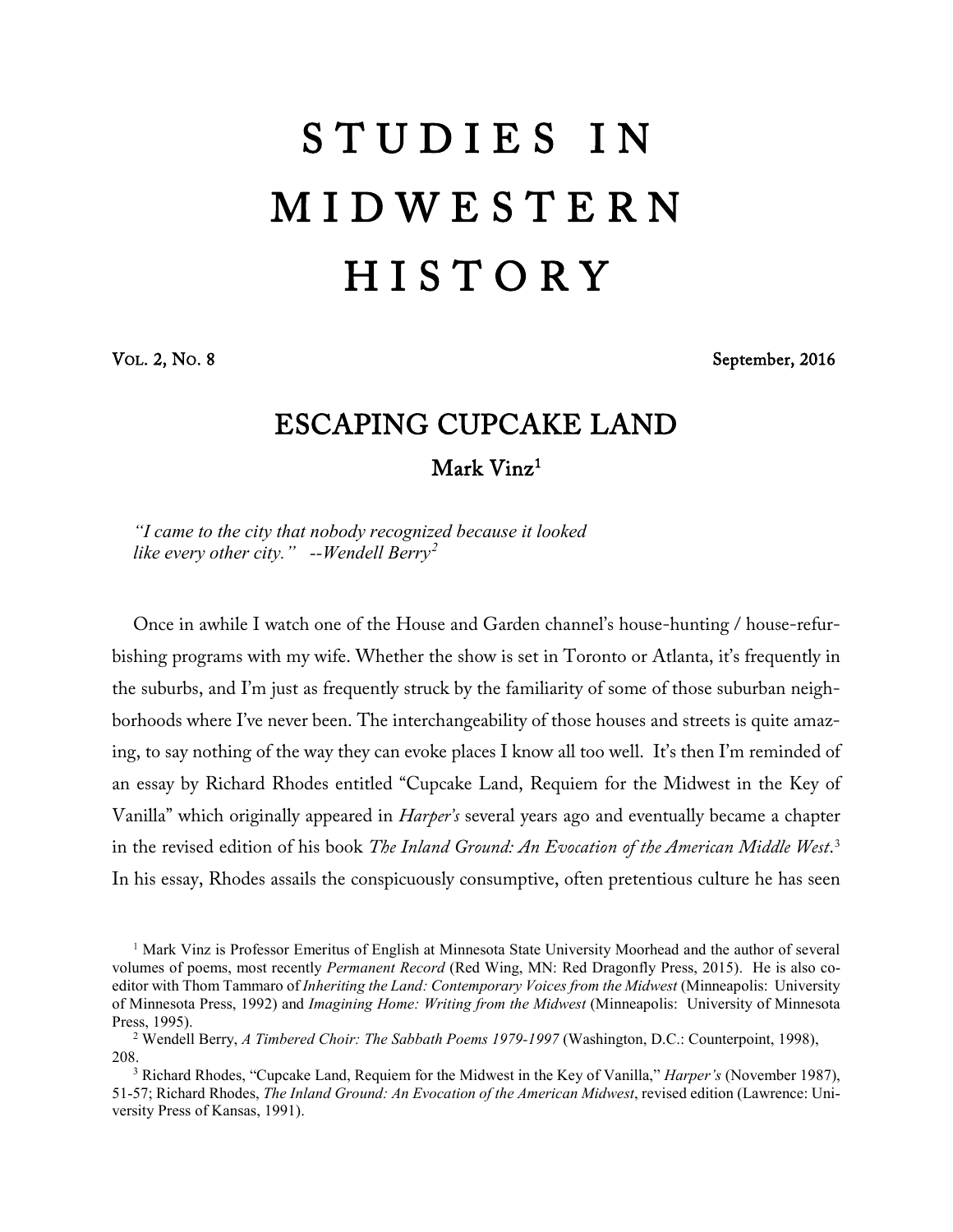# STUDIES IN MIDWESTERN HISTORY

VOL. 2, NO. 8 — September, 2016

## ESCAPING CUPCAKE LAND

**Mark Vinz**[1]

*"I came to the city that nobody recognized because it looked like every other city." --Wendell Berry*[2]

Once in awhile I watch one of the House and Garden channel's house-hunting / house-refurbishing programs with my wife. Whether the show is set in Toronto or Atlanta, it's frequently in the suburbs, and I'm just as frequently struck by the familiarity of some of those suburban neighborhoods where I've never been. The interchangeability of those houses and streets is quite amazing, to say nothing of the way they can evoke places I know all too well. It's then I'm reminded of an essay by Richard Rhodes entitled "Cupcake Land, Requiem for the Midwest in the Key of Vanilla" which originally appeared in *Harper's* several years ago and eventually became a chapter in the revised edition of his book *The Inland Ground: An Evocation of the American Middle West*.[3] In his essay, Rhodes assails the conspicuously consumptive, often pretentious culture he has seen

---

[1] Mark Vinz is Professor Emeritus of English at Minnesota State University Moorhead and the author of several volumes of poems, most recently *Permanent Record* (Red Wing, MN: Red Dragonfly Press, 2015). He is also co-editor with Thom Tammaro of *Inheriting the Land: Contemporary Voices from the Midwest* (Minneapolis: University of Minnesota Press, 1992) and *Imagining Home: Writing from the Midwest* (Minneapolis: University of Minnesota Press, 1995).

[2] Wendell Berry, *A Timbered Choir: The Sabbath Poems 1979-1997* (Washington, D.C.: Counterpoint, 1998), 208.

[3] Richard Rhodes, "Cupcake Land, Requiem for the Midwest in the Key of Vanilla," *Harper's* (November 1987), 51-57; Richard Rhodes, *The Inland Ground: An Evocation of the American Midwest*, revised edition (Lawrence: University Press of Kansas, 1991).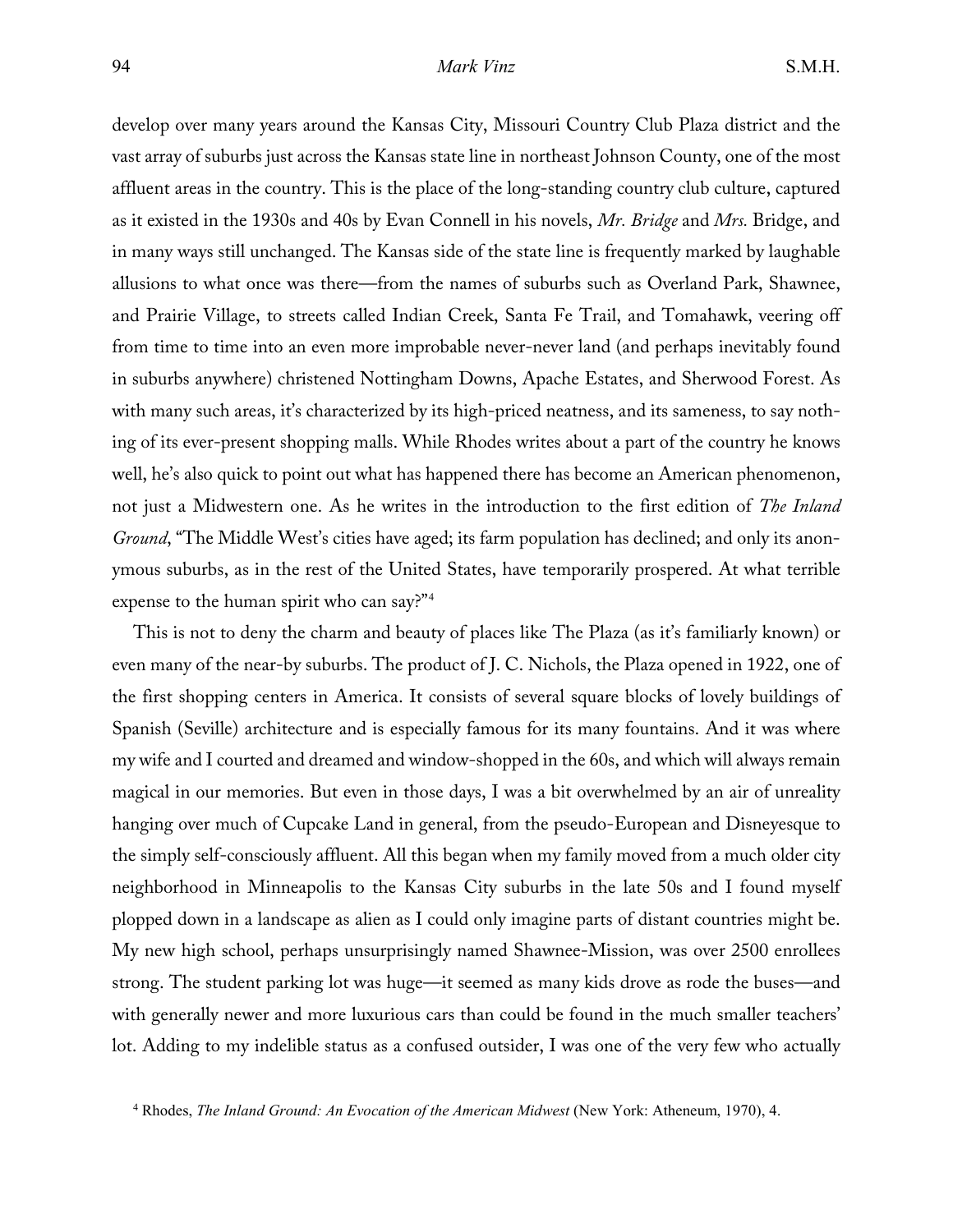develop over many years around the Kansas City, Missouri Country Club Plaza district and the vast array of suburbs just across the Kansas state line in northeast Johnson County, one of the most affluent areas in the country. This is the place of the long-standing country club culture, captured as it existed in the 1930s and 40s by Evan Connell in his novels, *Mr. Bridge* and *Mrs.* Bridge, and in many ways still unchanged. The Kansas side of the state line is frequently marked by laughable allusions to what once was there—from the names of suburbs such as Overland Park, Shawnee, and Prairie Village, to streets called Indian Creek, Santa Fe Trail, and Tomahawk, veering off from time to time into an even more improbable never-never land (and perhaps inevitably found in suburbs anywhere) christened Nottingham Downs, Apache Estates, and Sherwood Forest. As with many such areas, it's characterized by its high-priced neatness, and its sameness, to say nothing of its ever-present shopping malls. While Rhodes writes about a part of the country he knows well, he's also quick to point out what has happened there has become an American phenomenon, not just a Midwestern one. As he writes in the introduction to the first edition of *The Inland Ground*, "The Middle West's cities have aged; its farm population has declined; and only its anonymous suburbs, as in the rest of the United States, have temporarily prospered. At what terrible expense to the human spirit who can say?"[4]

This is not to deny the charm and beauty of places like The Plaza (as it's familiarly known) or even many of the near-by suburbs. The product of J. C. Nichols, the Plaza opened in 1922, one of the first shopping centers in America. It consists of several square blocks of lovely buildings of Spanish (Seville) architecture and is especially famous for its many fountains. And it was where my wife and I courted and dreamed and window-shopped in the 60s, and which will always remain magical in our memories. But even in those days, I was a bit overwhelmed by an air of unreality hanging over much of Cupcake Land in general, from the pseudo-European and Disneyesque to the simply self-consciously affluent. All this began when my family moved from a much older city neighborhood in Minneapolis to the Kansas City suburbs in the late 50s and I found myself plopped down in a landscape as alien as I could only imagine parts of distant countries might be. My new high school, perhaps unsurprisingly named Shawnee-Mission, was over 2500 enrollees strong. The student parking lot was huge—it seemed as many kids drove as rode the buses—and with generally newer and more luxurious cars than could be found in the much smaller teachers' lot. Adding to my indelible status as a confused outsider, I was one of the very few who actually

[4] Rhodes, *The Inland Ground: An Evocation of the American Midwest* (New York: Atheneum, 1970), 4.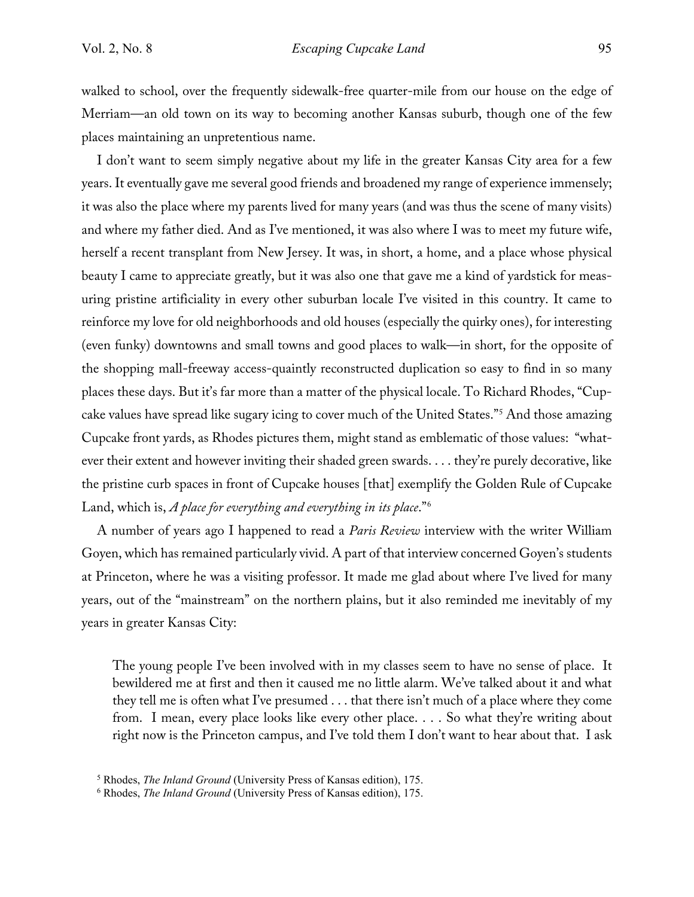walked to school, over the frequently sidewalk-free quarter-mile from our house on the edge of Merriam—an old town on its way to becoming another Kansas suburb, though one of the few places maintaining an unpretentious name.

I don't want to seem simply negative about my life in the greater Kansas City area for a few years. It eventually gave me several good friends and broadened my range of experience immensely; it was also the place where my parents lived for many years (and was thus the scene of many visits) and where my father died. And as I've mentioned, it was also where I was to meet my future wife, herself a recent transplant from New Jersey. It was, in short, a home, and a place whose physical beauty I came to appreciate greatly, but it was also one that gave me a kind of yardstick for measuring pristine artificiality in every other suburban locale I've visited in this country. It came to reinforce my love for old neighborhoods and old houses (especially the quirky ones), for interesting (even funky) downtowns and small towns and good places to walk—in short, for the opposite of the shopping mall-freeway access-quaintly reconstructed duplication so easy to find in so many places these days. But it's far more than a matter of the physical locale. To Richard Rhodes, "Cupcake values have spread like sugary icing to cover much of the United States."[5] And those amazing Cupcake front yards, as Rhodes pictures them, might stand as emblematic of those values: "whatever their extent and however inviting their shaded green swards. . . . they're purely decorative, like the pristine curb spaces in front of Cupcake houses [that] exemplify the Golden Rule of Cupcake Land, which is, *A place for everything and everything in its place*."[6]

A number of years ago I happened to read a *Paris Review* interview with the writer William Goyen, which has remained particularly vivid. A part of that interview concerned Goyen's students at Princeton, where he was a visiting professor. It made me glad about where I've lived for many years, out of the "mainstream" on the northern plains, but it also reminded me inevitably of my years in greater Kansas City:

> The young people I've been involved with in my classes seem to have no sense of place. It bewildered me at first and then it caused me no little alarm. We've talked about it and what they tell me is often what I've presumed . . . that there isn't much of a place where they come from. I mean, every place looks like every other place. . . . So what they're writing about right now is the Princeton campus, and I've told them I don't want to hear about that. I ask

[5] Rhodes, *The Inland Ground* (University Press of Kansas edition), 175.

[6] Rhodes, *The Inland Ground* (University Press of Kansas edition), 175.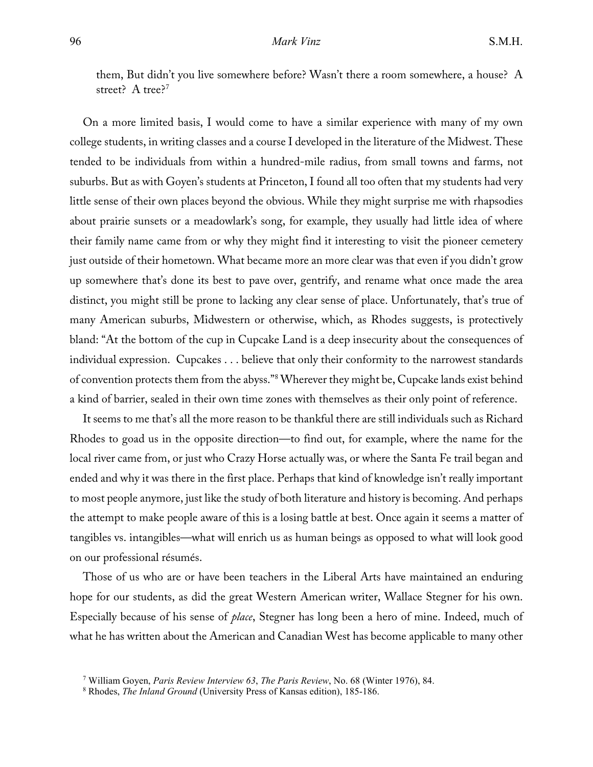> them, But didn't you live somewhere before? Wasn't there a room somewhere, a house? A street? A tree?[7]

On a more limited basis, I would come to have a similar experience with many of my own college students, in writing classes and a course I developed in the literature of the Midwest. These tended to be individuals from within a hundred-mile radius, from small towns and farms, not suburbs. But as with Goyen's students at Princeton, I found all too often that my students had very little sense of their own places beyond the obvious. While they might surprise me with rhapsodies about prairie sunsets or a meadowlark's song, for example, they usually had little idea of where their family name came from or why they might find it interesting to visit the pioneer cemetery just outside of their hometown. What became more an more clear was that even if you didn't grow up somewhere that's done its best to pave over, gentrify, and rename what once made the area distinct, you might still be prone to lacking any clear sense of place. Unfortunately, that's true of many American suburbs, Midwestern or otherwise, which, as Rhodes suggests, is protectively bland: "At the bottom of the cup in Cupcake Land is a deep insecurity about the consequences of individual expression. Cupcakes . . . believe that only their conformity to the narrowest standards of convention protects them from the abyss."[8] Wherever they might be, Cupcake lands exist behind a kind of barrier, sealed in their own time zones with themselves as their only point of reference.

It seems to me that's all the more reason to be thankful there are still individuals such as Richard Rhodes to goad us in the opposite direction—to find out, for example, where the name for the local river came from, or just who Crazy Horse actually was, or where the Santa Fe trail began and ended and why it was there in the first place. Perhaps that kind of knowledge isn't really important to most people anymore, just like the study of both literature and history is becoming. And perhaps the attempt to make people aware of this is a losing battle at best. Once again it seems a matter of tangibles vs. intangibles—what will enrich us as human beings as opposed to what will look good on our professional résumés.

Those of us who are or have been teachers in the Liberal Arts have maintained an enduring hope for our students, as did the great Western American writer, Wallace Stegner for his own. Especially because of his sense of *place*, Stegner has long been a hero of mine. Indeed, much of what he has written about the American and Canadian West has become applicable to many other

[7] William Goyen, *Paris Review Interview 63*, *The Paris Review*, No. 68 (Winter 1976), 84.

[8] Rhodes, *The Inland Ground* (University Press of Kansas edition), 185-186.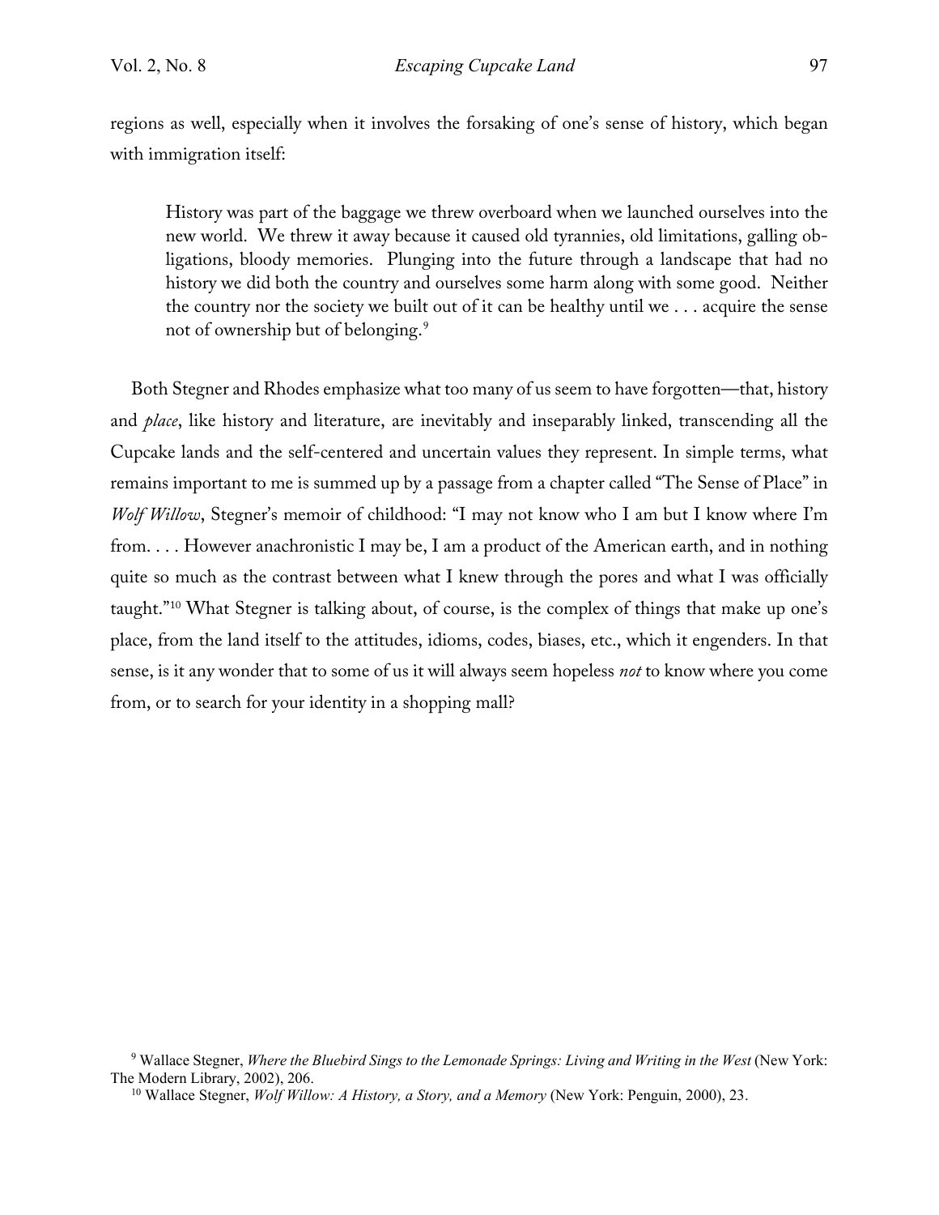regions as well, especially when it involves the forsaking of one's sense of history, which began with immigration itself:

> History was part of the baggage we threw overboard when we launched ourselves into the new world. We threw it away because it caused old tyrannies, old limitations, galling obligations, bloody memories. Plunging into the future through a landscape that had no history we did both the country and ourselves some harm along with some good. Neither the country nor the society we built out of it can be healthy until we . . . acquire the sense not of ownership but of belonging.[9]

Both Stegner and Rhodes emphasize what too many of us seem to have forgotten—that, history and *place*, like history and literature, are inevitably and inseparably linked, transcending all the Cupcake lands and the self-centered and uncertain values they represent. In simple terms, what remains important to me is summed up by a passage from a chapter called "The Sense of Place" in *Wolf Willow*, Stegner's memoir of childhood: "I may not know who I am but I know where I'm from. . . . However anachronistic I may be, I am a product of the American earth, and in nothing quite so much as the contrast between what I knew through the pores and what I was officially taught."[10] What Stegner is talking about, of course, is the complex of things that make up one's place, from the land itself to the attitudes, idioms, codes, biases, etc., which it engenders. In that sense, is it any wonder that to some of us it will always seem hopeless *not* to know where you come from, or to search for your identity in a shopping mall?

---

[9] Wallace Stegner, *Where the Bluebird Sings to the Lemonade Springs: Living and Writing in the West* (New York: The Modern Library, 2002), 206.

[10] Wallace Stegner, *Wolf Willow: A History, a Story, and a Memory* (New York: Penguin, 2000), 23.